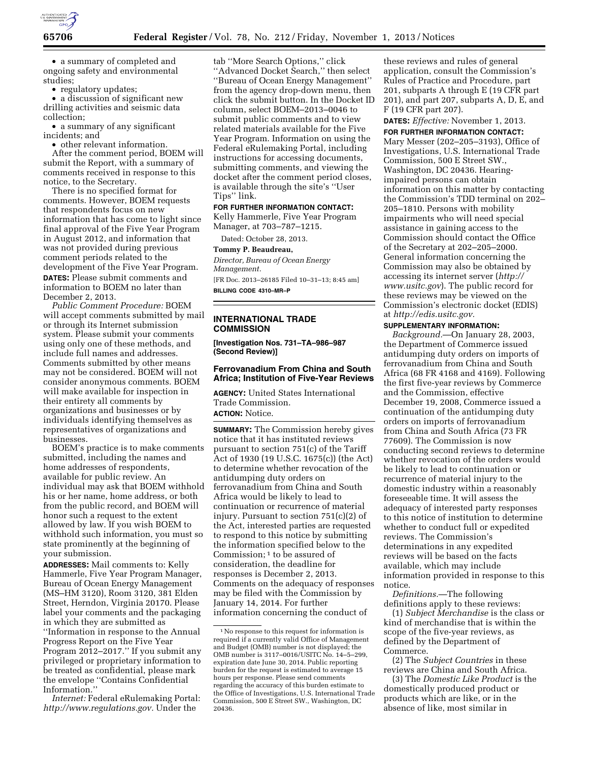- a summary of completed and ongoing safety and environmental studies;
- regulatory updates;
- a discussion of significant new drilling activities and seismic data collection;
- a summary of any significant incidents; and
- other relevant information.

After the comment period, BOEM will submit the Report, with a summary of comments received in response to this notice, to the Secretary.

There is no specified format for comments. However, BOEM requests that respondents focus on new information that has come to light since final approval of the Five Year Program in August 2012, and information that was not provided during previous comment periods related to the development of the Five Year Program.

**DATES:** Please submit comments and information to BOEM no later than December 2, 2013.

*Public Comment Procedure:* BOEM will accept comments submitted by mail or through its Internet submission system. Please submit your comments using only one of these methods, and include full names and addresses. Comments submitted by other means may not be considered. BOEM will not consider anonymous comments. BOEM will make available for inspection in their entirety all comments by organizations and businesses or by individuals identifying themselves as representatives of organizations and businesses.

BOEM's practice is to make comments submitted, including the names and home addresses of respondents, available for public review. An individual may ask that BOEM withhold his or her name, home address, or both from the public record, and BOEM will honor such a request to the extent allowed by law. If you wish BOEM to withhold such information, you must so state prominently at the beginning of your submission.

**ADDRESSES:** Mail comments to: Kelly Hammerle, Five Year Program Manager, Bureau of Ocean Energy Management (MS–HM 3120), Room 3120, 381 Elden Street, Herndon, Virginia 20170. Please label your comments and the packaging in which they are submitted as ''Information in response to the Annual Progress Report on the Five Year Program 2012–2017.'' If you submit any privileged or proprietary information to be treated as confidential, please mark the envelope ''Contains Confidential Information.''

*Internet:* Federal eRulemaking Portal: *http://www.regulations.gov.* Under the tab ''More Search Options,'' click ''Advanced Docket Search,'' then select ''Bureau of Ocean Energy Management'' from the agency drop-down menu, then click the submit button. In the Docket ID column, select BOEM–2013–0046 to submit public comments and to view related materials available for the Five Year Program. Information on using the Federal eRulemaking Portal, including instructions for accessing documents, submitting comments, and viewing the docket after the comment period closes, is available through the site's ''User Tips'' link.

**FOR FURTHER INFORMATION CONTACT:** Kelly Hammerle, Five Year Program Manager, at 703–787–1215.

Dated: October 28, 2013.

**Tommy P. Beaudreau,**

*Director, Bureau of Ocean Energy Management.*

[FR Doc. 2013–26185 Filed 10–31–13; 8:45 am]

**BILLING CODE 4310–MR–P**

---

## INTERNATIONAL TRADE COMMISSION

**[Investigation Nos. 731–TA–986–987 (Second Review)]**

### Ferrovanadium From China and South Africa; Institution of Five-Year Reviews

**AGENCY:** United States International Trade Commission.

**ACTION:** Notice.

**SUMMARY:** The Commission hereby gives notice that it has instituted reviews pursuant to section 751(c) of the Tariff Act of 1930 (19 U.S.C. 1675(c)) (the Act) to determine whether revocation of the antidumping duty orders on ferrovanadium from China and South Africa would be likely to lead to continuation or recurrence of material injury. Pursuant to section 751(c)(2) of the Act, interested parties are requested to respond to this notice by submitting the information specified below to the Commission;[1] to be assured of consideration, the deadline for responses is December 2, 2013. Comments on the adequacy of responses may be filed with the Commission by January 14, 2014. For further information concerning the conduct of these reviews and rules of general application, consult the Commission's Rules of Practice and Procedure, part 201, subparts A through E (19 CFR part 201), and part 207, subparts A, D, E, and F (19 CFR part 207).

**DATES:** *Effective:* November 1, 2013.

**FOR FURTHER INFORMATION CONTACT:** Mary Messer (202–205–3193), Office of Investigations, U.S. International Trade Commission, 500 E Street SW., Washington, DC 20436. Hearing-impaired persons can obtain information on this matter by contacting the Commission's TDD terminal on 202–205–1810. Persons with mobility impairments who will need special assistance in gaining access to the Commission should contact the Office of the Secretary at 202–205–2000. General information concerning the Commission may also be obtained by accessing its internet server (*http://www.usitc.gov*). The public record for these reviews may be viewed on the Commission's electronic docket (EDIS) at *http://edis.usitc.gov.*

**SUPPLEMENTARY INFORMATION:**

*Background.*—On January 28, 2003, the Department of Commerce issued antidumping duty orders on imports of ferrovanadium from China and South Africa (68 FR 4168 and 4169). Following the first five-year reviews by Commerce and the Commission, effective December 19, 2008, Commerce issued a continuation of the antidumping duty orders on imports of ferrovanadium from China and South Africa (73 FR 77609). The Commission is now conducting second reviews to determine whether revocation of the orders would be likely to lead to continuation or recurrence of material injury to the domestic industry within a reasonably foreseeable time. It will assess the adequacy of interested party responses to this notice of institution to determine whether to conduct full or expedited reviews. The Commission's determinations in any expedited reviews will be based on the facts available, which may include information provided in response to this notice.

*Definitions.*—The following definitions apply to these reviews:

(1) *Subject Merchandise* is the class or kind of merchandise that is within the scope of the five-year reviews, as defined by the Department of Commerce.

(2) The *Subject Countries* in these reviews are China and South Africa.

(3) The *Domestic Like Product* is the domestically produced product or products which are like, or in the absence of like, most similar in

---

[1] No response to this request for information is required if a currently valid Office of Management and Budget (OMB) number is not displayed; the OMB number is 3117–0016/USITC No. 14–5–299, expiration date June 30, 2014. Public reporting burden for the request is estimated to average 15 hours per response. Please send comments regarding the accuracy of this burden estimate to the Office of Investigations, U.S. International Trade Commission, 500 E Street SW., Washington, DC 20436.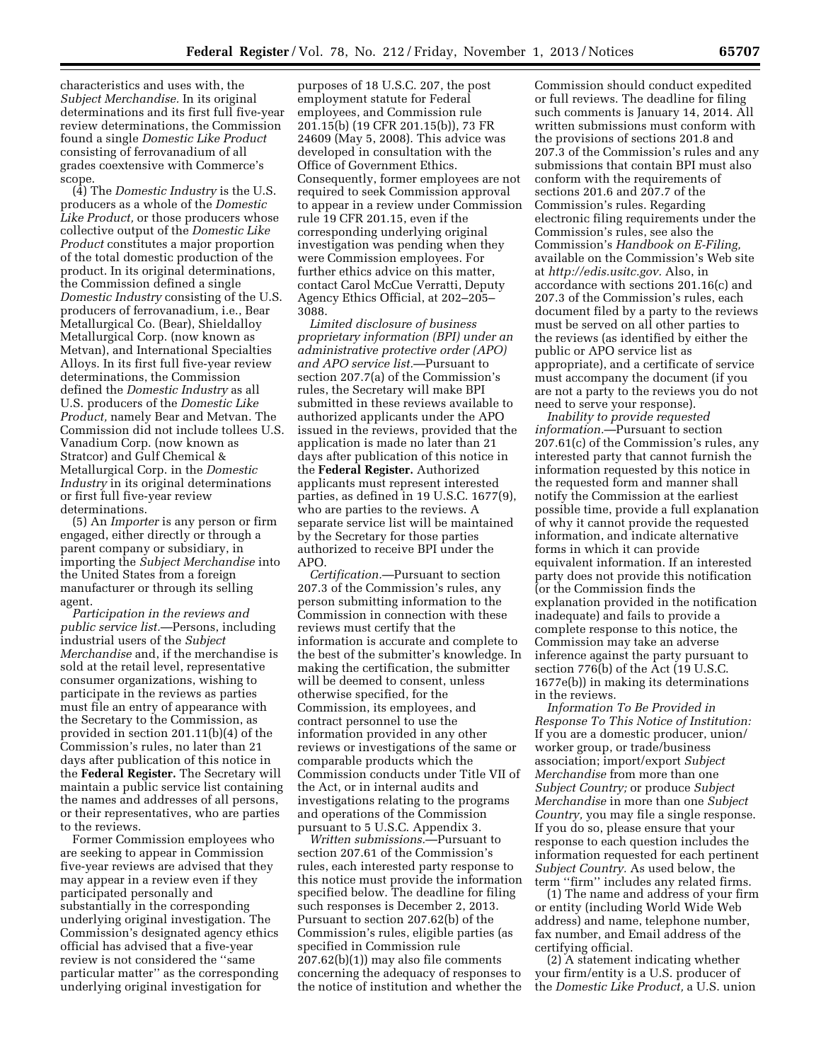characteristics and uses with, the *Subject Merchandise.* In its original determinations and its first full five-year review determinations, the Commission found a single *Domestic Like Product* consisting of ferrovanadium of all grades coextensive with Commerce's scope.

(4) The *Domestic Industry* is the U.S. producers as a whole of the *Domestic Like Product,* or those producers whose collective output of the *Domestic Like Product* constitutes a major proportion of the total domestic production of the product. In its original determinations, the Commission defined a single *Domestic Industry* consisting of the U.S. producers of ferrovanadium, i.e., Bear Metallurgical Co. (Bear), Shieldalloy Metallurgical Corp. (now known as Metvan), and International Specialties Alloys. In its first full five-year review determinations, the Commission defined the *Domestic Industry* as all U.S. producers of the *Domestic Like Product,* namely Bear and Metvan. The Commission did not include tollees U.S. Vanadium Corp. (now known as Stratcor) and Gulf Chemical & Metallurgical Corp. in the *Domestic Industry* in its original determinations or first full five-year review determinations.

(5) An *Importer* is any person or firm engaged, either directly or through a parent company or subsidiary, in importing the *Subject Merchandise* into the United States from a foreign manufacturer or through its selling agent.

*Participation in the reviews and public service list.*—Persons, including industrial users of the *Subject Merchandise* and, if the merchandise is sold at the retail level, representative consumer organizations, wishing to participate in the reviews as parties must file an entry of appearance with the Secretary to the Commission, as provided in section 201.11(b)(4) of the Commission's rules, no later than 21 days after publication of this notice in the **Federal Register.** The Secretary will maintain a public service list containing the names and addresses of all persons, or their representatives, who are parties to the reviews.

Former Commission employees who are seeking to appear in Commission five-year reviews are advised that they may appear in a review even if they participated personally and substantially in the corresponding underlying original investigation. The Commission's designated agency ethics official has advised that a five-year review is not considered the ''same particular matter'' as the corresponding underlying original investigation for purposes of 18 U.S.C. 207, the post employment statute for Federal employees, and Commission rule 201.15(b) (19 CFR 201.15(b)), 73 FR 24609 (May 5, 2008). This advice was developed in consultation with the Office of Government Ethics. Consequently, former employees are not required to seek Commission approval to appear in a review under Commission rule 19 CFR 201.15, even if the corresponding underlying original investigation was pending when they were Commission employees. For further ethics advice on this matter, contact Carol McCue Verratti, Deputy Agency Ethics Official, at 202–205–3088.

*Limited disclosure of business proprietary information (BPI) under an administrative protective order (APO) and APO service list.*—Pursuant to section 207.7(a) of the Commission's rules, the Secretary will make BPI submitted in these reviews available to authorized applicants under the APO issued in the reviews, provided that the application is made no later than 21 days after publication of this notice in the **Federal Register.** Authorized applicants must represent interested parties, as defined in 19 U.S.C. 1677(9), who are parties to the reviews. A separate service list will be maintained by the Secretary for those parties authorized to receive BPI under the APO.

*Certification.*—Pursuant to section 207.3 of the Commission's rules, any person submitting information to the Commission in connection with these reviews must certify that the information is accurate and complete to the best of the submitter's knowledge. In making the certification, the submitter will be deemed to consent, unless otherwise specified, for the Commission, its employees, and contract personnel to use the information provided in any other reviews or investigations of the same or comparable products which the Commission conducts under Title VII of the Act, or in internal audits and investigations relating to the programs and operations of the Commission pursuant to 5 U.S.C. Appendix 3.

*Written submissions.*—Pursuant to section 207.61 of the Commission's rules, each interested party response to this notice must provide the information specified below. The deadline for filing such responses is December 2, 2013. Pursuant to section 207.62(b) of the Commission's rules, eligible parties (as specified in Commission rule 207.62(b)(1)) may also file comments concerning the adequacy of responses to the notice of institution and whether the Commission should conduct expedited or full reviews. The deadline for filing such comments is January 14, 2014. All written submissions must conform with the provisions of sections 201.8 and 207.3 of the Commission's rules and any submissions that contain BPI must also conform with the requirements of sections 201.6 and 207.7 of the Commission's rules. Regarding electronic filing requirements under the Commission's rules, see also the Commission's *Handbook on E-Filing,* available on the Commission's Web site at *http://edis.usitc.gov.* Also, in accordance with sections 201.16(c) and 207.3 of the Commission's rules, each document filed by a party to the reviews must be served on all other parties to the reviews (as identified by either the public or APO service list as appropriate), and a certificate of service must accompany the document (if you are not a party to the reviews you do not need to serve your response).

*Inability to provide requested information.*—Pursuant to section 207.61(c) of the Commission's rules, any interested party that cannot furnish the information requested by this notice in the requested form and manner shall notify the Commission at the earliest possible time, provide a full explanation of why it cannot provide the requested information, and indicate alternative forms in which it can provide equivalent information. If an interested party does not provide this notification (or the Commission finds the explanation provided in the notification inadequate) and fails to provide a complete response to this notice, the Commission may take an adverse inference against the party pursuant to section 776(b) of the Act (19 U.S.C. 1677e(b)) in making its determinations in the reviews.

*Information To Be Provided in Response To This Notice of Institution:* If you are a domestic producer, union/worker group, or trade/business association; import/export *Subject Merchandise* from more than one *Subject Country;* or produce *Subject Merchandise* in more than one *Subject Country,* you may file a single response. If you do so, please ensure that your response to each question includes the information requested for each pertinent *Subject Country.* As used below, the term ''firm'' includes any related firms.

(1) The name and address of your firm or entity (including World Wide Web address) and name, telephone number, fax number, and Email address of the certifying official.

(2) A statement indicating whether your firm/entity is a U.S. producer of the *Domestic Like Product,* a U.S. union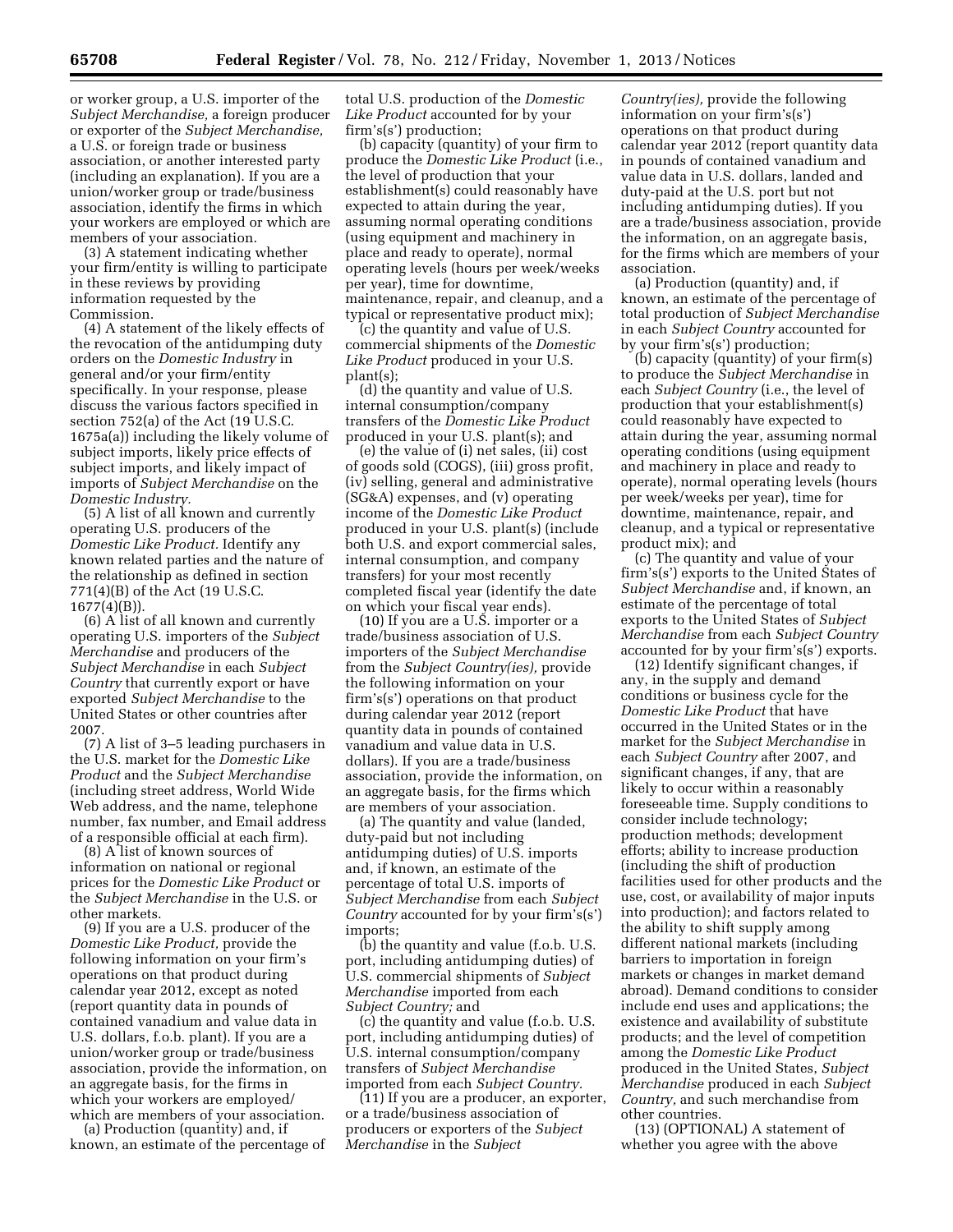or worker group, a U.S. importer of the *Subject Merchandise,* a foreign producer or exporter of the *Subject Merchandise,* a U.S. or foreign trade or business association, or another interested party (including an explanation). If you are a union/worker group or trade/business association, identify the firms in which your workers are employed or which are members of your association.

(3) A statement indicating whether your firm/entity is willing to participate in these reviews by providing information requested by the Commission.

(4) A statement of the likely effects of the revocation of the antidumping duty orders on the *Domestic Industry* in general and/or your firm/entity specifically. In your response, please discuss the various factors specified in section 752(a) of the Act (19 U.S.C. 1675a(a)) including the likely volume of subject imports, likely price effects of subject imports, and likely impact of imports of *Subject Merchandise* on the *Domestic Industry.*

(5) A list of all known and currently operating U.S. producers of the *Domestic Like Product.* Identify any known related parties and the nature of the relationship as defined in section 771(4)(B) of the Act (19 U.S.C. 1677(4)(B)).

(6) A list of all known and currently operating U.S. importers of the *Subject Merchandise* and producers of the *Subject Merchandise* in each *Subject Country* that currently export or have exported *Subject Merchandise* to the United States or other countries after 2007.

(7) A list of 3–5 leading purchasers in the U.S. market for the *Domestic Like Product* and the *Subject Merchandise* (including street address, World Wide Web address, and the name, telephone number, fax number, and Email address of a responsible official at each firm).

(8) A list of known sources of information on national or regional prices for the *Domestic Like Product* or the *Subject Merchandise* in the U.S. or other markets.

(9) If you are a U.S. producer of the *Domestic Like Product,* provide the following information on your firm's operations on that product during calendar year 2012, except as noted (report quantity data in pounds of contained vanadium and value data in U.S. dollars, f.o.b. plant). If you are a union/worker group or trade/business association, provide the information, on an aggregate basis, for the firms in which your workers are employed/which are members of your association.

(a) Production (quantity) and, if known, an estimate of the percentage of total U.S. production of the *Domestic Like Product* accounted for by your firm's(s') production;

(b) capacity (quantity) of your firm to produce the *Domestic Like Product* (i.e., the level of production that your establishment(s) could reasonably have expected to attain during the year, assuming normal operating conditions (using equipment and machinery in place and ready to operate), normal operating levels (hours per week/weeks per year), time for downtime, maintenance, repair, and cleanup, and a typical or representative product mix);

(c) the quantity and value of U.S. commercial shipments of the *Domestic Like Product* produced in your U.S. plant(s);

(d) the quantity and value of U.S. internal consumption/company transfers of the *Domestic Like Product* produced in your U.S. plant(s); and

(e) the value of (i) net sales, (ii) cost of goods sold (COGS), (iii) gross profit, (iv) selling, general and administrative (SG&A) expenses, and (v) operating income of the *Domestic Like Product* produced in your U.S. plant(s) (include both U.S. and export commercial sales, internal consumption, and company transfers) for your most recently completed fiscal year (identify the date on which your fiscal year ends).

(10) If you are a U.S. importer or a trade/business association of U.S. importers of the *Subject Merchandise* from the *Subject Country(ies),* provide the following information on your firm's(s') operations on that product during calendar year 2012 (report quantity data in pounds of contained vanadium and value data in U.S. dollars). If you are a trade/business association, provide the information, on an aggregate basis, for the firms which are members of your association.

(a) The quantity and value (landed, duty-paid but not including antidumping duties) of U.S. imports and, if known, an estimate of the percentage of total U.S. imports of *Subject Merchandise* from each *Subject Country* accounted for by your firm's(s') imports;

(b) the quantity and value (f.o.b. U.S. port, including antidumping duties) of U.S. commercial shipments of *Subject Merchandise* imported from each *Subject Country;* and

(c) the quantity and value (f.o.b. U.S. port, including antidumping duties) of U.S. internal consumption/company transfers of *Subject Merchandise* imported from each *Subject Country.*

(11) If you are a producer, an exporter, or a trade/business association of producers or exporters of the *Subject Merchandise* in the *Subject Country(ies),* provide the following information on your firm's(s') operations on that product during calendar year 2012 (report quantity data in pounds of contained vanadium and value data in U.S. dollars, landed and duty-paid at the U.S. port but not including antidumping duties). If you are a trade/business association, provide the information, on an aggregate basis, for the firms which are members of your association.

(a) Production (quantity) and, if known, an estimate of the percentage of total production of *Subject Merchandise* in each *Subject Country* accounted for by your firm's(s') production;

(b) capacity (quantity) of your firm(s) to produce the *Subject Merchandise* in each *Subject Country* (i.e., the level of production that your establishment(s) could reasonably have expected to attain during the year, assuming normal operating conditions (using equipment and machinery in place and ready to operate), normal operating levels (hours per week/weeks per year), time for downtime, maintenance, repair, and cleanup, and a typical or representative product mix); and

(c) The quantity and value of your firm's(s') exports to the United States of *Subject Merchandise* and, if known, an estimate of the percentage of total exports to the United States of *Subject Merchandise* from each *Subject Country* accounted for by your firm's(s') exports.

(12) Identify significant changes, if any, in the supply and demand conditions or business cycle for the *Domestic Like Product* that have occurred in the United States or in the market for the *Subject Merchandise* in each *Subject Country* after 2007, and significant changes, if any, that are likely to occur within a reasonably foreseeable time. Supply conditions to consider include technology; production methods; development efforts; ability to increase production (including the shift of production facilities used for other products and the use, cost, or availability of major inputs into production); and factors related to the ability to shift supply among different national markets (including barriers to importation in foreign markets or changes in market demand abroad). Demand conditions to consider include end uses and applications; the existence and availability of substitute products; and the level of competition among the *Domestic Like Product* produced in the United States, *Subject Merchandise* produced in each *Subject Country,* and such merchandise from other countries.

(13) (OPTIONAL) A statement of whether you agree with the above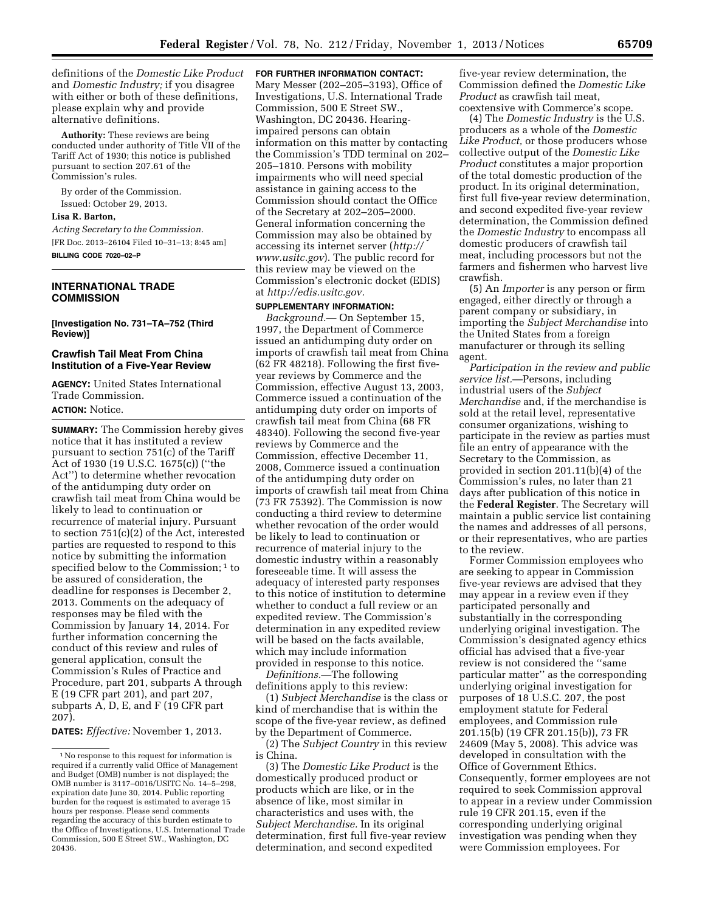definitions of the *Domestic Like Product* and *Domestic Industry;* if you disagree with either or both of these definitions, please explain why and provide alternative definitions.

**Authority:** These reviews are being conducted under authority of Title VII of the Tariff Act of 1930; this notice is published pursuant to section 207.61 of the Commission's rules.

By order of the Commission.

Issued: October 29, 2013.

**Lisa R. Barton,**

*Acting Secretary to the Commission.*

[FR Doc. 2013–26104 Filed 10–31–13; 8:45 am]

**BILLING CODE 7020–02–P**

## INTERNATIONAL TRADE COMMISSION

**[Investigation No. 731–TA–752 (Third Review)]**

## Crawfish Tail Meat From China Institution of a Five-Year Review

**AGENCY:** United States International Trade Commission.

**ACTION:** Notice.

**SUMMARY:** The Commission hereby gives notice that it has instituted a review pursuant to section 751(c) of the Tariff Act of 1930 (19 U.S.C. 1675(c)) (''the Act'') to determine whether revocation of the antidumping duty order on crawfish tail meat from China would be likely to lead to continuation or recurrence of material injury. Pursuant to section 751(c)(2) of the Act, interested parties are requested to respond to this notice by submitting the information specified below to the Commission; [1] to be assured of consideration, the deadline for responses is December 2, 2013. Comments on the adequacy of responses may be filed with the Commission by January 14, 2014. For further information concerning the conduct of this review and rules of general application, consult the Commission's Rules of Practice and Procedure, part 201, subparts A through E (19 CFR part 201), and part 207, subparts A, D, E, and F (19 CFR part 207).

**DATES:** *Effective:* November 1, 2013.

[1] No response to this request for information is required if a currently valid Office of Management and Budget (OMB) number is not displayed; the OMB number is 3117–0016/USITC No. 14–5–298, expiration date June 30, 2014. Public reporting burden for the request is estimated to average 15 hours per response. Please send comments regarding the accuracy of this burden estimate to the Office of Investigations, U.S. International Trade Commission, 500 E Street SW., Washington, DC 20436.

**FOR FURTHER INFORMATION CONTACT:** Mary Messer (202–205–3193), Office of Investigations, U.S. International Trade Commission, 500 E Street SW., Washington, DC 20436. Hearing-impaired persons can obtain information on this matter by contacting the Commission's TDD terminal on 202–205–1810. Persons with mobility impairments who will need special assistance in gaining access to the Commission should contact the Office of the Secretary at 202–205–2000. General information concerning the Commission may also be obtained by accessing its internet server (*http://www.usitc.gov*). The public record for this review may be viewed on the Commission's electronic docket (EDIS) at *http://edis.usitc.gov.*

**SUPPLEMENTARY INFORMATION:**

*Background.*— On September 15, 1997, the Department of Commerce issued an antidumping duty order on imports of crawfish tail meat from China (62 FR 48218). Following the first five-year reviews by Commerce and the Commission, effective August 13, 2003, Commerce issued a continuation of the antidumping duty order on imports of crawfish tail meat from China (68 FR 48340). Following the second five-year reviews by Commerce and the Commission, effective December 11, 2008, Commerce issued a continuation of the antidumping duty order on imports of crawfish tail meat from China (73 FR 75392). The Commission is now conducting a third review to determine whether revocation of the order would be likely to lead to continuation or recurrence of material injury to the domestic industry within a reasonably foreseeable time. It will assess the adequacy of interested party responses to this notice of institution to determine whether to conduct a full review or an expedited review. The Commission's determination in any expedited review will be based on the facts available, which may include information provided in response to this notice.

*Definitions.*—The following definitions apply to this review:

(1) *Subject Merchandise* is the class or kind of merchandise that is within the scope of the five-year review, as defined by the Department of Commerce.

(2) The *Subject Country* in this review is China.

(3) The *Domestic Like Product* is the domestically produced product or products which are like, or in the absence of like, most similar in characteristics and uses with, the *Subject Merchandise.* In its original determination, first full five-year review determination, and second expedited five-year review determination, the Commission defined the *Domestic Like Product* as crawfish tail meat, coextensive with Commerce's scope.

(4) The *Domestic Industry* is the U.S. producers as a whole of the *Domestic Like Product,* or those producers whose collective output of the *Domestic Like Product* constitutes a major proportion of the total domestic production of the product. In its original determination, first full five-year review determination, and second expedited five-year review determination, the Commission defined the *Domestic Industry* to encompass all domestic producers of crawfish tail meat, including processors but not the farmers and fishermen who harvest live crawfish.

(5) An *Importer* is any person or firm engaged, either directly or through a parent company or subsidiary, in importing the *Subject Merchandise* into the United States from a foreign manufacturer or through its selling agent.

*Participation in the review and public service list.*—Persons, including industrial users of the *Subject Merchandise* and, if the merchandise is sold at the retail level, representative consumer organizations, wishing to participate in the review as parties must file an entry of appearance with the Secretary to the Commission, as provided in section 201.11(b)(4) of the Commission's rules, no later than 21 days after publication of this notice in the **Federal Register**. The Secretary will maintain a public service list containing the names and addresses of all persons, or their representatives, who are parties to the review.

Former Commission employees who are seeking to appear in Commission five-year reviews are advised that they may appear in a review even if they participated personally and substantially in the corresponding underlying original investigation. The Commission's designated agency ethics official has advised that a five-year review is not considered the ''same particular matter'' as the corresponding underlying original investigation for purposes of 18 U.S.C. 207, the post employment statute for Federal employees, and Commission rule 201.15(b) (19 CFR 201.15(b)), 73 FR 24609 (May 5, 2008). This advice was developed in consultation with the Office of Government Ethics. Consequently, former employees are not required to seek Commission approval to appear in a review under Commission rule 19 CFR 201.15, even if the corresponding underlying original investigation was pending when they were Commission employees. For